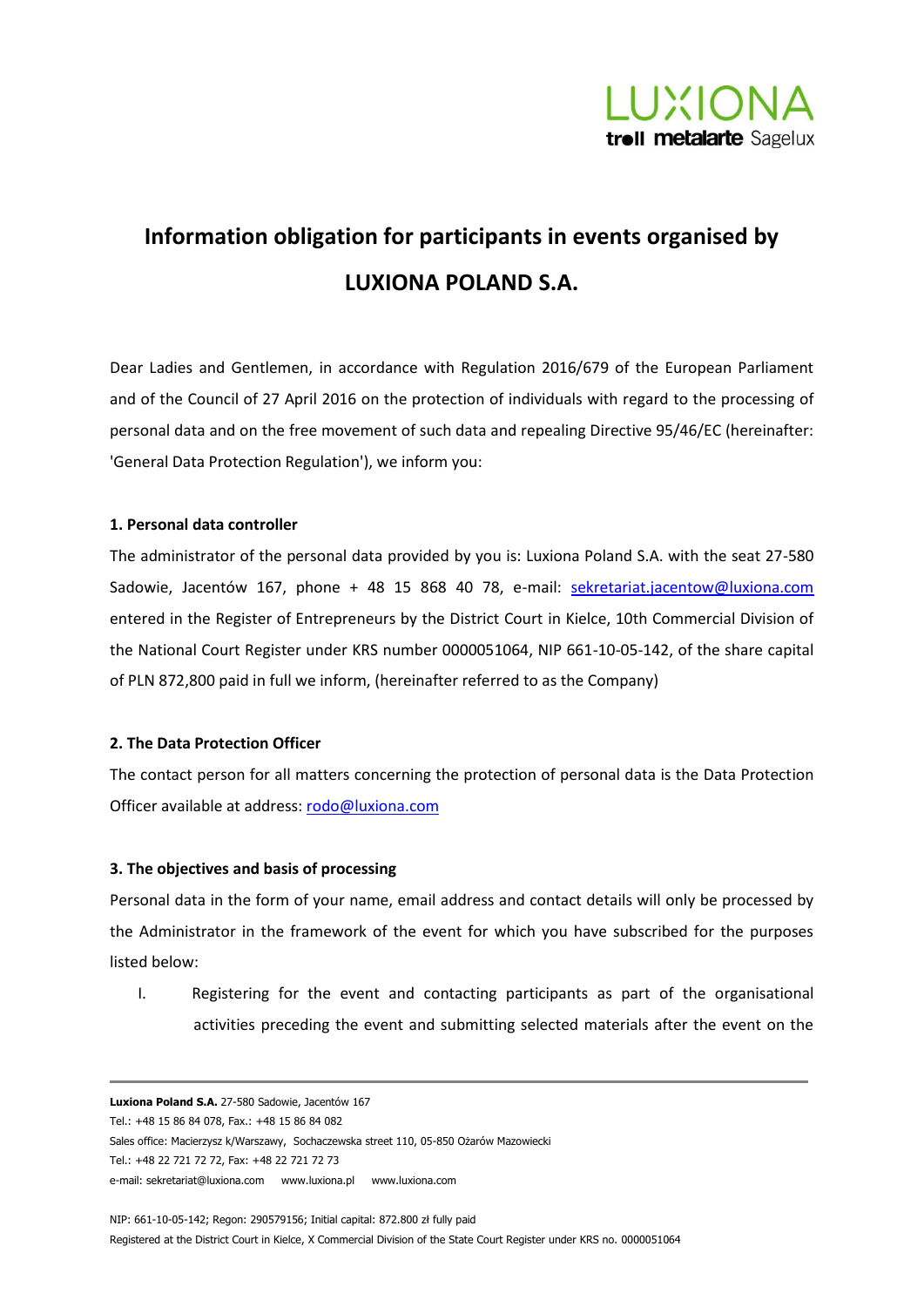# Information obligation for participants in events organised by LUXIONA POLAND S.A.

Dear Ladies and Gentlemen, in accordance with Regulation 2016/679 of the European Parliament and of the Council of 27 April 2016 on the protection of individuals with regard to the processing of personal data and on the free movement of such data and repealing Directive 95/46/EC (hereinafter: 'General Data Protection Regulation'), we inform you:

**1. Personal data controller**

The administrator of the personal data provided by you is: Luxiona Poland S.A. with the seat 27-580 Sadowie, Jacentów 167, phone + 48 15 868 40 78, e-mail: sekretariat.jacentow@luxiona.com entered in the Register of Entrepreneurs by the District Court in Kielce, 10th Commercial Division of the National Court Register under KRS number 0000051064, NIP 661-10-05-142, of the share capital of PLN 872,800 paid in full we inform, (hereinafter referred to as the Company)

**2. The Data Protection Officer**

The contact person for all matters concerning the protection of personal data is the Data Protection Officer available at address: rodo@luxiona.com

**3. The objectives and basis of processing**

Personal data in the form of your name, email address and contact details will only be processed by the Administrator in the framework of the event for which you have subscribed for the purposes listed below:

I. Registering for the event and contacting participants as part of the organisational activities preceding the event and submitting selected materials after the event on the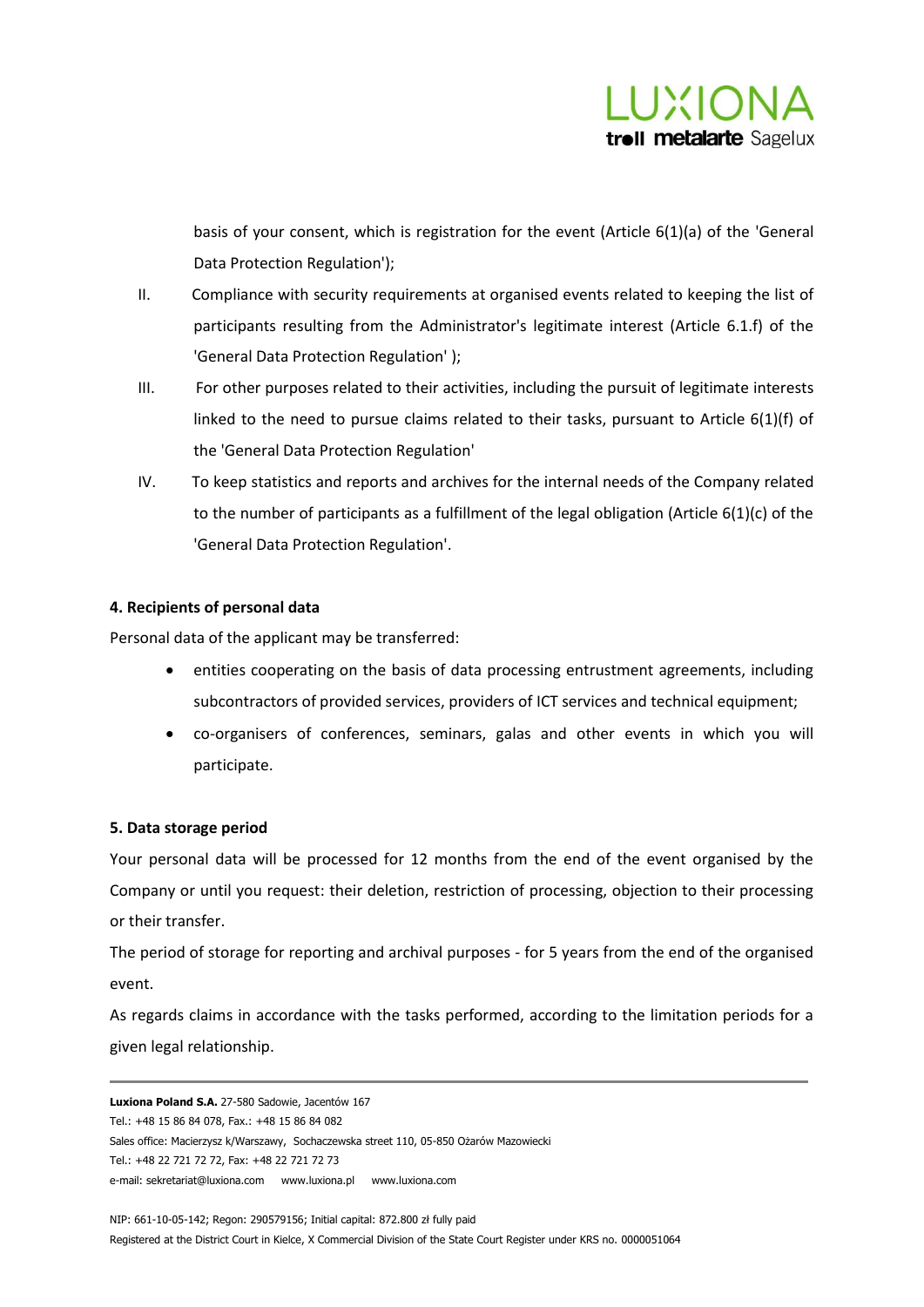basis of your consent, which is registration for the event (Article 6(1)(a) of the 'General Data Protection Regulation');

II. Compliance with security requirements at organised events related to keeping the list of participants resulting from the Administrator's legitimate interest (Article 6.1.f) of the 'General Data Protection Regulation' );

III. For other purposes related to their activities, including the pursuit of legitimate interests linked to the need to pursue claims related to their tasks, pursuant to Article 6(1)(f) of the 'General Data Protection Regulation'

IV. To keep statistics and reports and archives for the internal needs of the Company related to the number of participants as a fulfillment of the legal obligation (Article 6(1)(c) of the 'General Data Protection Regulation'.

**4. Recipients of personal data**

Personal data of the applicant may be transferred:

- entities cooperating on the basis of data processing entrustment agreements, including subcontractors of provided services, providers of ICT services and technical equipment;
- co-organisers of conferences, seminars, galas and other events in which you will participate.

**5. Data storage period**

Your personal data will be processed for 12 months from the end of the event organised by the Company or until you request: their deletion, restriction of processing, objection to their processing or their transfer.

The period of storage for reporting and archival purposes - for 5 years from the end of the organised event.

As regards claims in accordance with the tasks performed, according to the limitation periods for a given legal relationship.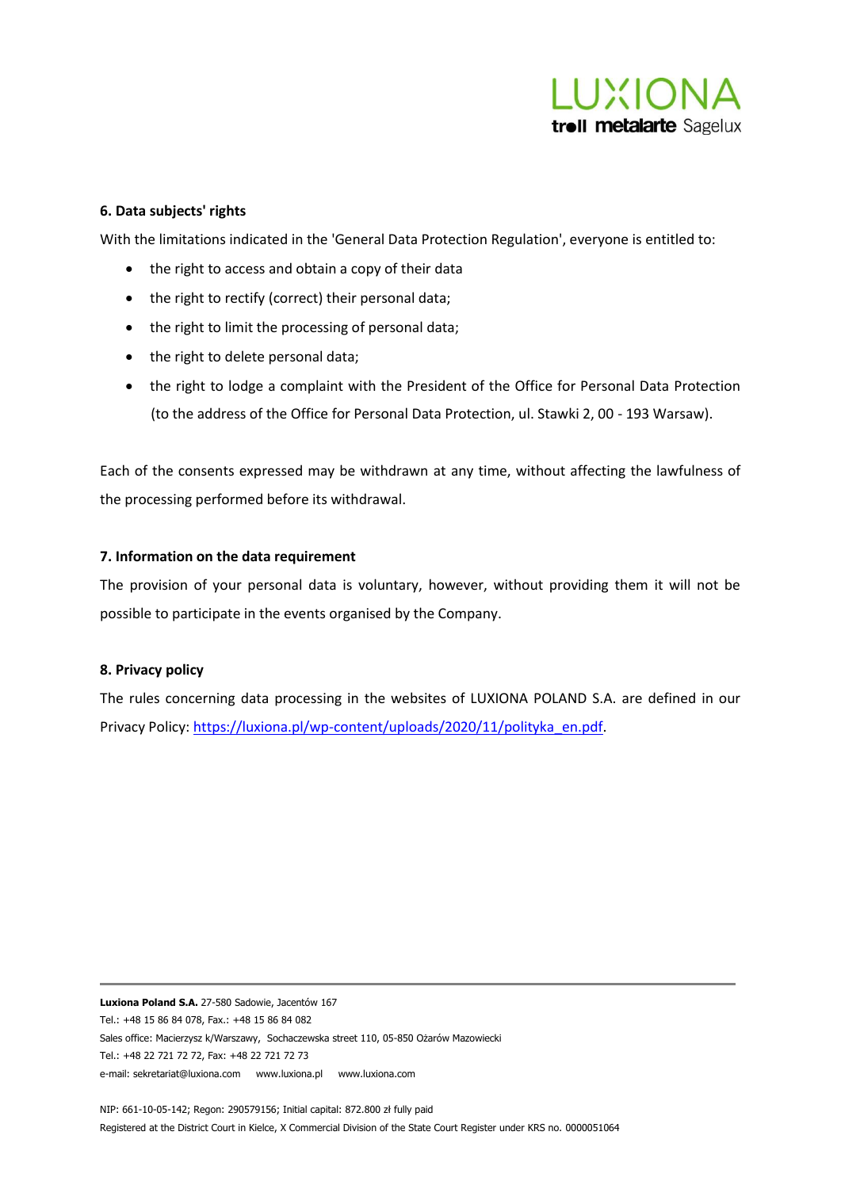### 6. Data subjects' rights

With the limitations indicated in the 'General Data Protection Regulation', everyone is entitled to:

- the right to access and obtain a copy of their data
- the right to rectify (correct) their personal data;
- the right to limit the processing of personal data;
- the right to delete personal data;
- the right to lodge a complaint with the President of the Office for Personal Data Protection (to the address of the Office for Personal Data Protection, ul. Stawki 2, 00 - 193 Warsaw).

Each of the consents expressed may be withdrawn at any time, without affecting the lawfulness of the processing performed before its withdrawal.

### 7. Information on the data requirement

The provision of your personal data is voluntary, however, without providing them it will not be possible to participate in the events organised by the Company.

### 8. Privacy policy

The rules concerning data processing in the websites of LUXIONA POLAND S.A. are defined in our Privacy Policy: [https://luxiona.pl/wp-content/uploads/2020/11/polityka_en.pdf](https://luxiona.pl/wp-content/uploads/2020/11/polityka_en.pdf).